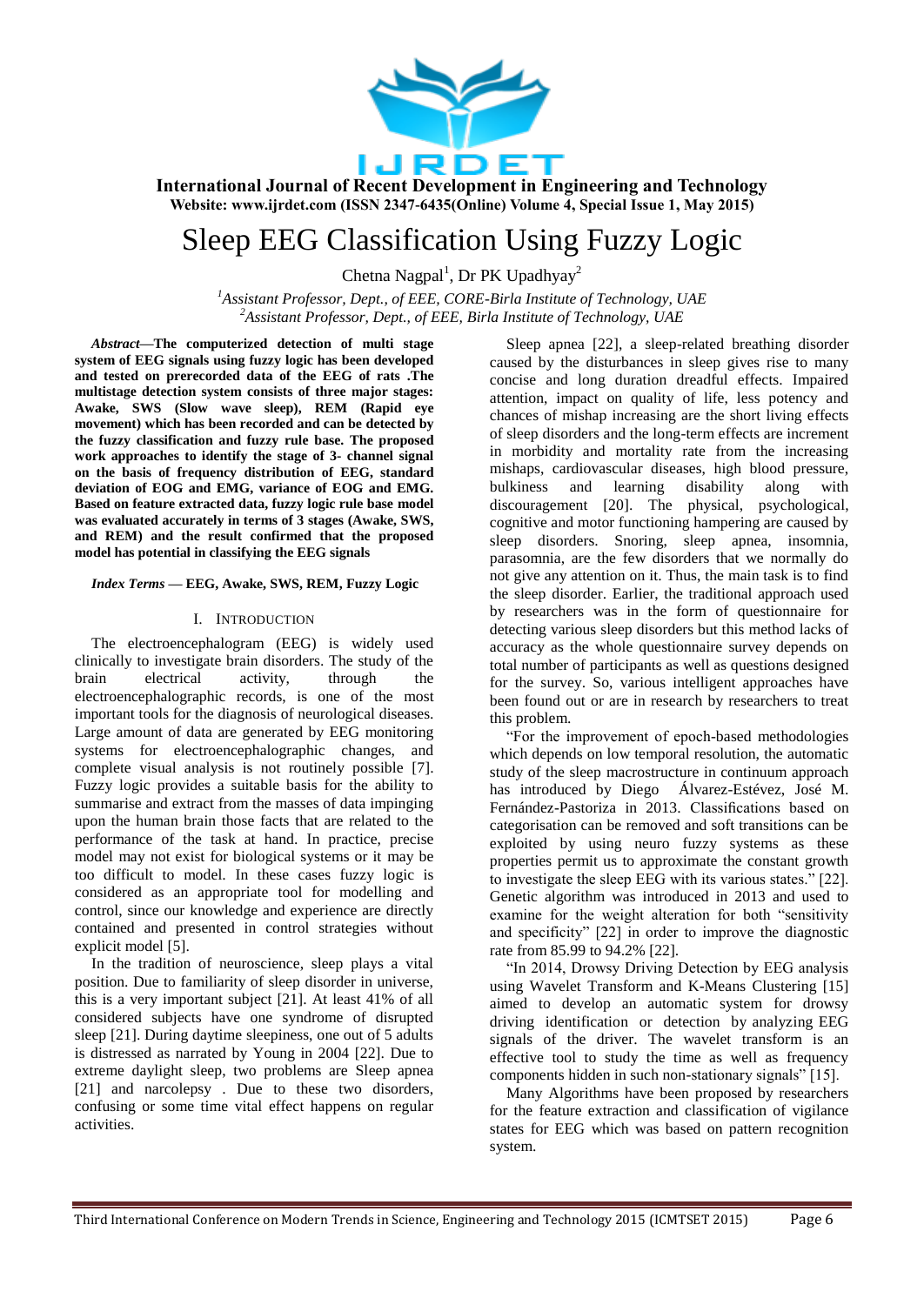# Sleep EEG Classification Using Fuzzy Logic

Chetna Nagpal[1], Dr PK Upadhyay[2]

[1]*Assistant Professor, Dept., of EEE, CORE-Birla Institute of Technology, UAE*
[2]*Assistant Professor, Dept., of EEE, Birla Institute of Technology, UAE*

***Abstract*—The computerized detection of multi stage system of EEG signals using fuzzy logic has been developed and tested on prerecorded data of the EEG of rats .The multistage detection system consists of three major stages: Awake, SWS (Slow wave sleep), REM (Rapid eye movement) which has been recorded and can be detected by the fuzzy classification and fuzzy rule base. The proposed work approaches to identify the stage of 3- channel signal on the basis of frequency distribution of EEG, standard deviation of EOG and EMG, variance of EOG and EMG. Based on feature extracted data, fuzzy logic rule base model was evaluated accurately in terms of 3 stages (Awake, SWS, and REM) and the result confirmed that the proposed model has potential in classifying the EEG signals**

***Index Terms* — EEG, Awake, SWS, REM, Fuzzy Logic**

## I. Introduction

The electroencephalogram (EEG) is widely used clinically to investigate brain disorders. The study of the brain electrical activity, through the electroencephalographic records, is one of the most important tools for the diagnosis of neurological diseases. Large amount of data are generated by EEG monitoring systems for electroencephalographic changes, and complete visual analysis is not routinely possible [7]. Fuzzy logic provides a suitable basis for the ability to summarise and extract from the masses of data impinging upon the human brain those facts that are related to the performance of the task at hand. In practice, precise model may not exist for biological systems or it may be too difficult to model. In these cases fuzzy logic is considered as an appropriate tool for modelling and control, since our knowledge and experience are directly contained and presented in control strategies without explicit model [5].

In the tradition of neuroscience, sleep plays a vital position. Due to familiarity of sleep disorder in universe, this is a very important subject [21]. At least 41% of all considered subjects have one syndrome of disrupted sleep [21]. During daytime sleepiness, one out of 5 adults is distressed as narrated by Young in 2004 [22]. Due to extreme daylight sleep, two problems are Sleep apnea [21] and narcolepsy . Due to these two disorders, confusing or some time vital effect happens on regular activities.

Sleep apnea [22], a sleep-related breathing disorder caused by the disturbances in sleep gives rise to many concise and long duration dreadful effects. Impaired attention, impact on quality of life, less potency and chances of mishap increasing are the short living effects of sleep disorders and the long-term effects are increment in morbidity and mortality rate from the increasing mishaps, cardiovascular diseases, high blood pressure, bulkiness and learning disability along with discouragement [20]. The physical, psychological, cognitive and motor functioning hampering are caused by sleep disorders. Snoring, sleep apnea, insomnia, parasomnia, are the few disorders that we normally do not give any attention on it. Thus, the main task is to find the sleep disorder. Earlier, the traditional approach used by researchers was in the form of questionnaire for detecting various sleep disorders but this method lacks of accuracy as the whole questionnaire survey depends on total number of participants as well as questions designed for the survey. So, various intelligent approaches have been found out or are in research by researchers to treat this problem.

"For the improvement of epoch-based methodologies which depends on low temporal resolution, the automatic study of the sleep macrostructure in continuum approach has introduced by Diego Álvarez-Estévez, José M. Fernández-Pastoriza in 2013. Classifications based on categorisation can be removed and soft transitions can be exploited by using neuro fuzzy systems as these properties permit us to approximate the constant growth to investigate the sleep EEG with its various states." [22]. Genetic algorithm was introduced in 2013 and used to examine for the weight alteration for both "sensitivity and specificity" [22] in order to improve the diagnostic rate from 85.99 to 94.2% [22].

"In 2014, Drowsy Driving Detection by EEG analysis using Wavelet Transform and K-Means Clustering [15] aimed to develop an automatic system for drowsy driving identification or detection by analyzing EEG signals of the driver. The wavelet transform is an effective tool to study the time as well as frequency components hidden in such non-stationary signals" [15].

Many Algorithms have been proposed by researchers for the feature extraction and classification of vigilance states for EEG which was based on pattern recognition system.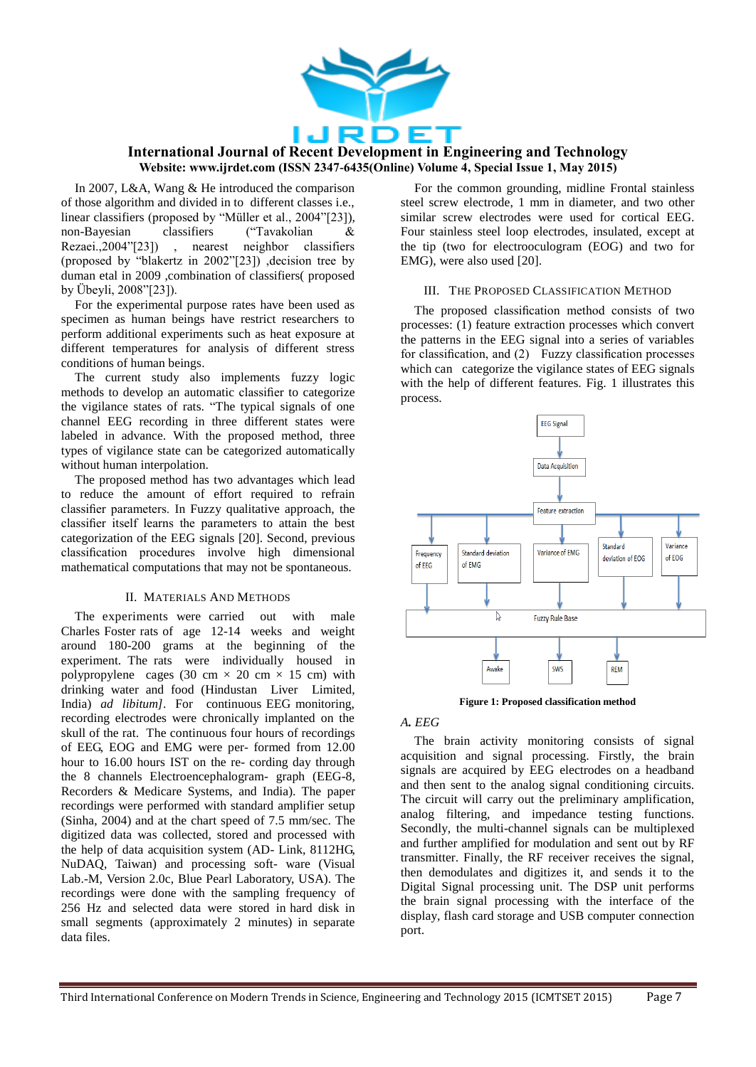In 2007, L&A, Wang & He introduced the comparison of those algorithm and divided in to different classes i.e., linear classifiers (proposed by "Müller et al., 2004"[23]), non-Bayesian classifiers ("Tavakolian & Rezaei.,2004"[23]) , nearest neighbor classifiers (proposed by "blakertz in 2002"[23]) ,decision tree by duman etal in 2009 ,combination of classifiers( proposed by Übeyli, 2008"[23]).

For the experimental purpose rates have been used as specimen as human beings have restrict researchers to perform additional experiments such as heat exposure at different temperatures for analysis of different stress conditions of human beings.

The current study also implements fuzzy logic methods to develop an automatic classifier to categorize the vigilance states of rats. "The typical signals of one channel EEG recording in three different states were labeled in advance. With the proposed method, three types of vigilance state can be categorized automatically without human interpolation.

The proposed method has two advantages which lead to reduce the amount of effort required to refrain classifier parameters. In Fuzzy qualitative approach, the classifier itself learns the parameters to attain the best categorization of the EEG signals [20]. Second, previous classification procedures involve high dimensional mathematical computations that may not be spontaneous.

## II. Materials And Methods

The experiments were carried out with male Charles Foster rats of age 12-14 weeks and weight around 180-200 grams at the beginning of the experiment. The rats were individually housed in polypropylene cages (30 cm × 20 cm × 15 cm) with drinking water and food (Hindustan Liver Limited, India) *ad libitum]*. For continuous EEG monitoring, recording electrodes were chronically implanted on the skull of the rat. The continuous four hours of recordings of EEG, EOG and EMG were per- formed from 12.00 hour to 16.00 hours IST on the re- cording day through the 8 channels Electroencephalogram- graph (EEG-8, Recorders & Medicare Systems, and India). The paper recordings were performed with standard amplifier setup (Sinha, 2004) and at the chart speed of 7.5 mm/sec. The digitized data was collected, stored and processed with the help of data acquisition system (AD- Link, 8112HG, NuDAQ, Taiwan) and processing soft- ware (Visual Lab.-M, Version 2.0c, Blue Pearl Laboratory, USA). The recordings were done with the sampling frequency of 256 Hz and selected data were stored in hard disk in small segments (approximately 2 minutes) in separate data files.

For the common grounding, midline Frontal stainless steel screw electrode, 1 mm in diameter, and two other similar screw electrodes were used for cortical EEG. Four stainless steel loop electrodes, insulated, except at the tip (two for electrooculogram (EOG) and two for EMG), were also used [20].

## III. The Proposed Classification Method

The proposed classification method consists of two processes: (1) feature extraction processes which convert the patterns in the EEG signal into a series of variables for classification, and (2) Fuzzy classification processes which can categorize the vigilance states of EEG signals with the help of different features. Fig. 1 illustrates this process.

EEG Signal → Data Acquisition → Feature extraction → Frequency of EEG / Standard deviation of EMG / Variance of EMG / Standard deviation of EOG / Variance of EOG → Fuzzy Rule Base → Awake / SWS / REM

**Figure 1: Proposed classification method**

### A. EEG

The brain activity monitoring consists of signal acquisition and signal processing. Firstly, the brain signals are acquired by EEG electrodes on a headband and then sent to the analog signal conditioning circuits. The circuit will carry out the preliminary amplification, analog filtering, and impedance testing functions. Secondly, the multi-channel signals can be multiplexed and further amplified for modulation and sent out by RF transmitter. Finally, the RF receiver receives the signal, then demodulates and digitizes it, and sends it to the Digital Signal processing unit. The DSP unit performs the brain signal processing with the interface of the display, flash card storage and USB computer connection port.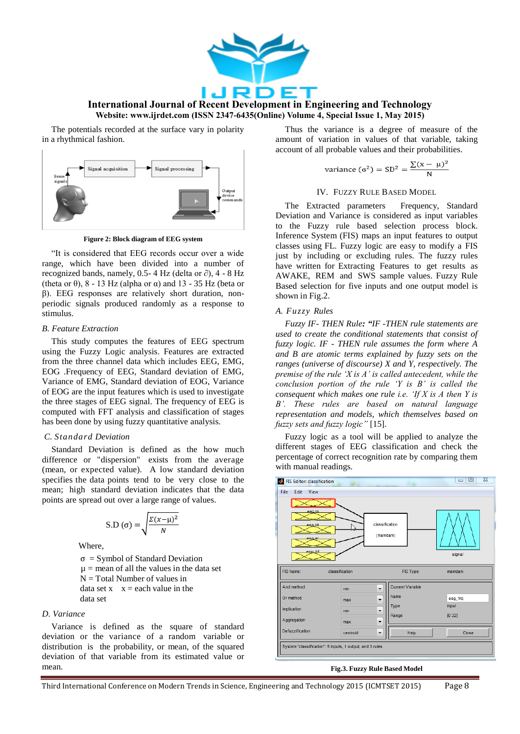The potentials recorded at the surface vary in polarity in a rhythmical fashion.

Figure 2: Block diagram of EEG system

"It is considered that EEG records occur over a wide range, which have been divided into a number of recognized bands, namely, 0.5- 4 Hz (delta or ∂), 4 - 8 Hz (theta or θ), 8 - 13 Hz (alpha or α) and 13 - 35 Hz (beta or β). EEG responses are relatively short duration, non-periodic signals produced randomly as a response to stimulus.

*B. Feature Extraction*

This study computes the features of EEG spectrum using the Fuzzy Logic analysis. Features are extracted from the three channel data which includes EEG, EMG, EOG .Frequency of EEG, Standard deviation of EMG, Variance of EMG, Standard deviation of EOG, Variance of EOG are the input features which is used to investigate the three stages of EEG signal. The frequency of EEG is computed with FFT analysis and classification of stages has been done by using fuzzy quantitative analysis.

*C. Standard Deviation*

Standard Deviation is defined as the how much difference or "dispersion" exists from the average (mean, or expected value). A low standard deviation specifies the data points tend to be very close to the mean; high standard deviation indicates that the data points are spread out over a large range of values.

$$\text{S.D}\ (\sigma) = \sqrt{\frac{\Sigma(x-\mu)^2}{N}}$$

Where,

σ = Symbol of Standard Deviation
μ = mean of all the values in the data set
N = Total Number of values in data set x  x = each value in the data set

*D. Variance*

Variance is defined as the square of standard deviation or the variance of a random variable or distribution is the probability, or mean, of the squared deviation of that variable from its estimated value or mean.

Thus the variance is a degree of measure of the amount of variation in values of that variable, taking account of all probable values and their probabilities.

$$\text{variance}\ (\sigma^2) = \text{SD}^2 = \frac{\Sigma(x-\mu)^2}{N}$$

## IV. Fuzzy Rule Based Model

The Extracted parameters Frequency, Standard Deviation and Variance is considered as input variables to the Fuzzy rule based selection process block. Inference System (FIS) maps an input features to output classes using FL. Fuzzy logic are easy to modify a FIS just by including or excluding rules. The fuzzy rules have written for Extracting Features to get results as AWAKE, REM and SWS sample values. Fuzzy Rule Based selection for five inputs and one output model is shown in Fig.2.

*A. Fuzzy Rules*

*Fuzzy IF- THEN Rule:* ***"****IF -THEN rule statements are used to create the conditional statements that consist of fuzzy logic. IF - THEN rule assumes the form where A and B are atomic terms explained by fuzzy sets on the ranges (universe of discourse) X and Y, respectively. The premise of the rule 'X is A' is called antecedent, while the conclusion portion of the rule 'Y is B' is called the consequent which makes one rule i.e. 'If X is A then Y is B'. These rules are based on natural language representation and models, which themselves based on fuzzy sets and fuzzy logic"* [15].

Fuzzy logic as a tool will be applied to analyze the different stages of EEG classification and check the percentage of correct recognition rate by comparing them with manual readings.

Fig.3. Fuzzy Rule Based Model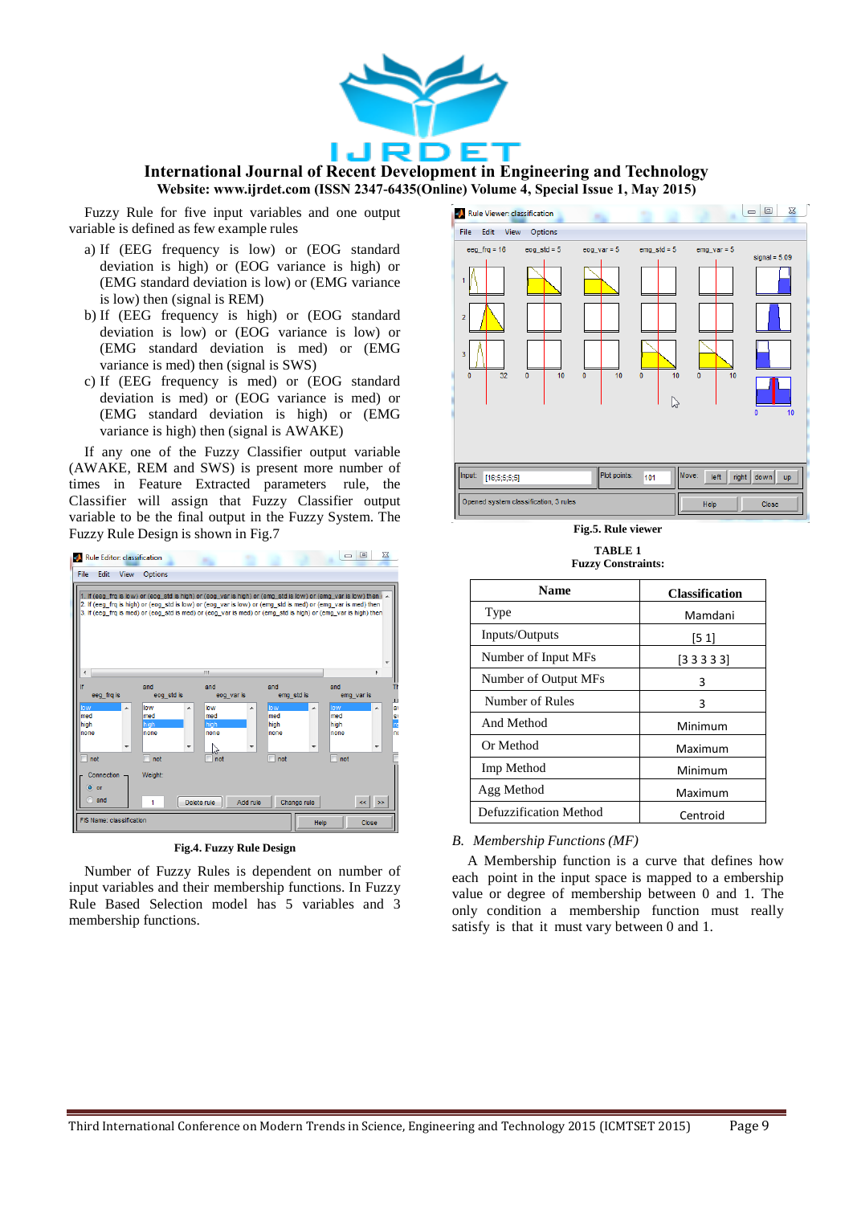Fuzzy Rule for five input variables and one output variable is defined as few example rules

a) If (EEG frequency is low) or (EOG standard deviation is high) or (EOG variance is high) or (EMG standard deviation is low) or (EMG variance is low) then (signal is REM)
b) If (EEG frequency is high) or (EOG standard deviation is low) or (EOG variance is low) or (EMG standard deviation is med) or (EMG variance is med) then (signal is SWS)
c) If (EEG frequency is med) or (EOG standard deviation is med) or (EOG variance is med) or (EMG standard deviation is high) or (EMG variance is high) then (signal is AWAKE)

If any one of the Fuzzy Classifier output variable (AWAKE, REM and SWS) is present more number of times in Feature Extracted parameters rule, the Classifier will assign that Fuzzy Classifier output variable to be the final output in the Fuzzy System. The Fuzzy Rule Design is shown in Fig.7

**Fig.4. Fuzzy Rule Design**

Number of Fuzzy Rules is dependent on number of input variables and their membership functions. In Fuzzy Rule Based Selection model has 5 variables and 3 membership functions.

**Fig.5. Rule viewer**

**TABLE 1**
**Fuzzy Constraints:**

| Name | Classification |
|---|---|
| Type | Mamdani |
| Inputs/Outputs | [5 1] |
| Number of Input MFs | [3 3 3 3 3] |
| Number of Output MFs | 3 |
| Number of Rules | 3 |
| And Method | Minimum |
| Or Method | Maximum |
| Imp Method | Minimum |
| Agg Method | Maximum |
| Defuzzification Method | Centroid |

### *B. Membership Functions (MF)*

A Membership function is a curve that defines how each point in the input space is mapped to a embership value or degree of membership between 0 and 1. The only condition a membership function must really satisfy is that it must vary between 0 and 1.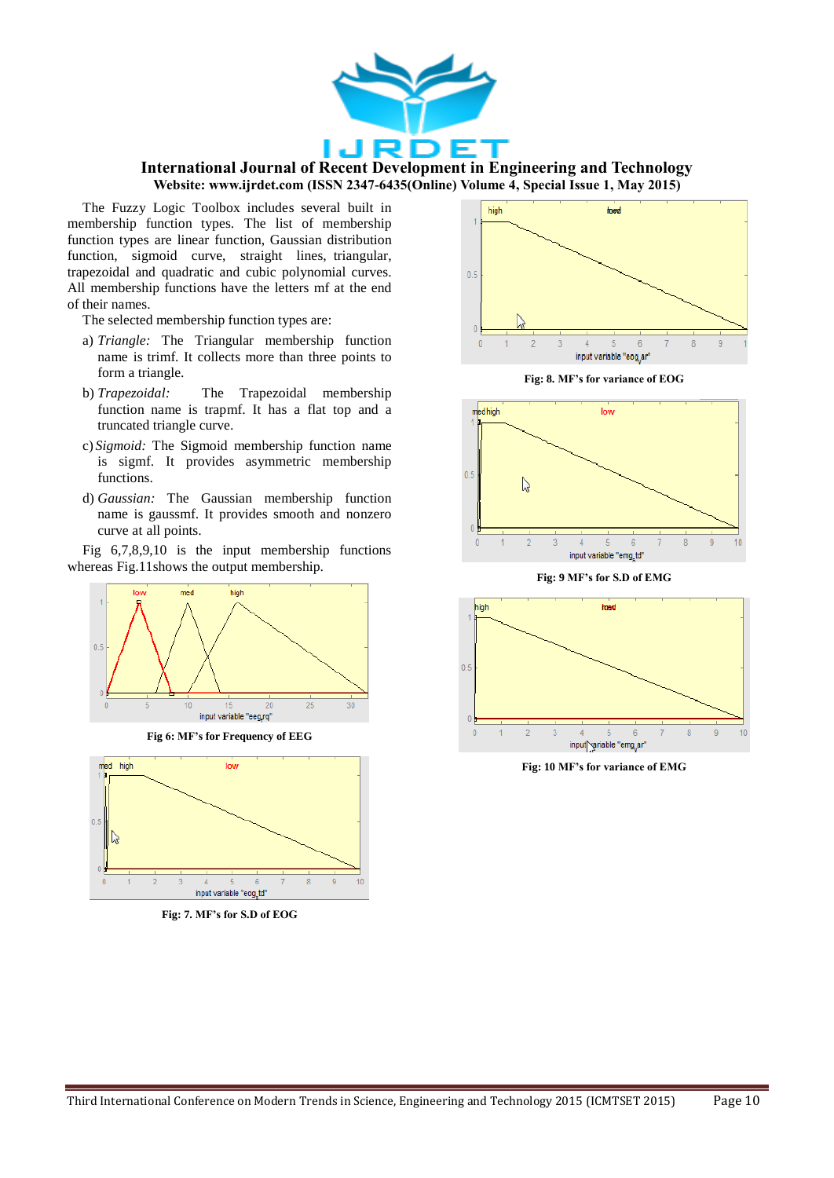The Fuzzy Logic Toolbox includes several built in membership function types. The list of membership function types are linear function, Gaussian distribution function, sigmoid curve, straight lines, triangular, trapezoidal and quadratic and cubic polynomial curves. All membership functions have the letters mf at the end of their names.

The selected membership function types are:

a) *Triangle:* The Triangular membership function name is trimf. It collects more than three points to form a triangle.

b) *Trapezoidal:* The Trapezoidal membership function name is trapmf. It has a flat top and a truncated triangle curve.

c) *Sigmoid:* The Sigmoid membership function name is sigmf. It provides asymmetric membership functions.

d) *Gaussian:* The Gaussian membership function name is gaussmf. It provides smooth and nonzero curve at all points.

Fig 6,7,8,9,10 is the input membership functions whereas Fig.11shows the output membership.

**Fig 6: MF's for Frequency of EEG**

**Fig: 7. MF's for S.D of EOG**

**Fig: 8. MF's for variance of EOG**

**Fig: 9 MF's for S.D of EMG**

**Fig: 10 MF's for variance of EMG**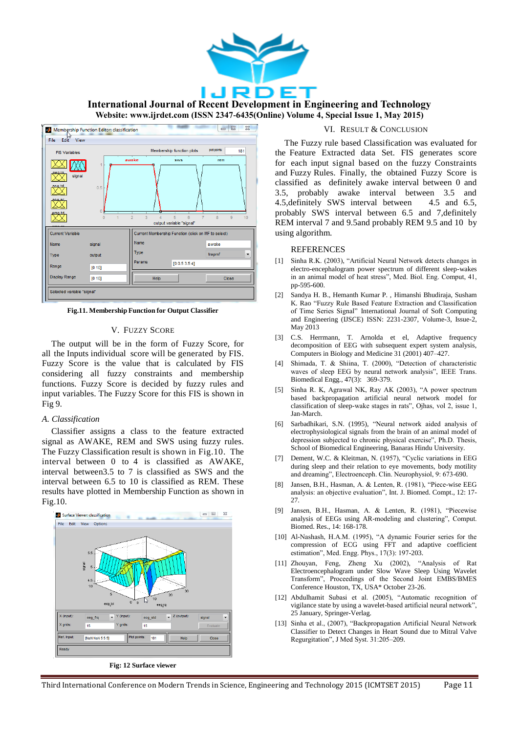Fig.11. Membership Function for Output Classifier

## V. Fuzzy Score

The output will be in the form of Fuzzy Score, for all the Inputs individual score will be generated by FIS. Fuzzy Score is the value that is calculated by FIS considering all fuzzy constraints and membership functions. Fuzzy Score is decided by fuzzy rules and input variables. The Fuzzy Score for this FIS is shown in Fig 9.

### *A. Classification*

Classifier assigns a class to the feature extracted signal as AWAKE, REM and SWS using fuzzy rules. The Fuzzy Classification result is shown in Fig.10. The interval between 0 to 4 is classified as AWAKE, interval between3.5 to 7 is classified as SWS and the interval between 6.5 to 10 is classified as REM. These results have plotted in Membership Function as shown in Fig.10.

Fig: 12 Surface viewer

## VI. Result & Conclusion

The Fuzzy rule based Classification was evaluated for the Feature Extracted data Set. FIS generates score for each input signal based on the fuzzy Constraints and Fuzzy Rules. Finally, the obtained Fuzzy Score is classified as definitely awake interval between 0 and 3.5, probably awake interval between 3.5 and 4.5,definitely SWS interval between 4.5 and 6.5, probably SWS interval between 6.5 and 7,definitely REM interval 7 and 9.5and probably REM 9.5 and 10 by using algorithm.

## REFERENCES

[1] Sinha R.K. (2003), "Artificial Neural Network detects changes in electro-encephalogram power spectrum of different sleep-wakes in an animal model of heat stress", Med. Biol. Eng. Comput, 41, pp-595-600.

[2] Sandya H. B., Hemanth Kumar P. , Himanshi Bhudiraja, Susham K. Rao "Fuzzy Rule Based Feature Extraction and Classification of Time Series Signal" International Journal of Soft Computing and Engineering (IJSCE) ISSN: 2231-2307, Volume-3, Issue-2, May 2013

[3] C.S. Herrmann, T. Arnolda et el, Adaptive frequency decomposition of EEG with subsequent expert system analysis, Computers in Biology and Medicine 31 (2001) 407–427.

[4] Shimada, T. & Shiina, T. (2000), "Detection of characteristic waves of sleep EEG by neural network analysis", IEEE Trans. Biomedical Engg., 47(3): 369-379.

[5] Sinha R. K, Agrawal NK, Ray AK (2003), "A power spectrum based backpropagation artificial neural network model for classification of sleep-wake stages in rats", Ojhas, vol 2, issue 1, Jan-March.

[6] Sarbadhikari, S.N. (1995), "Neural network aided analysis of electrophysiological signals from the brain of an animal model of depression subjected to chronic physical exercise", Ph.D. Thesis, School of Biomedical Engineering, Banaras Hindu University.

[7] Dement, W.C. & Kleitman, N. (1957), "Cyclic variations in EEG during sleep and their relation to eye movements, body motility and dreaming", Electroenceph. Clin. Neurophysiol, 9: 673-690.

[8] Jansen, B.H., Hasman, A. & Lenten, R. (1981), "Piece-wise EEG analysis: an objective evaluation", Int. J. Biomed. Compt., 12: 17-27.

[9] Jansen, B.H., Hasman, A. & Lenten, R. (1981), "Piecewise analysis of EEGs using AR-modeling and clustering", Comput. Biomed. Res., 14: 168-178.

[10] Al-Nashash, H.A.M. (1995), "A dynamic Fourier series for the compression of ECG using FFT and adaptive coefficient estimation", Med. Engg. Phys., 17(3): 197-203.

[11] Zhouyan, Feng, Zheng Xu (2002), "Analysis of Rat Electroencephalogram under Slow Wave Sleep Using Wavelet Transform", Proceedings of the Second Joint EMBS/BMES Conference Houston, TX, USA* October 23-26.

[12] Abdulhamit Subasi et al. (2005), "Automatic recognition of vigilance state by using a wavelet-based artificial neural network", 25 January, Springer-Verlag.

[13] Sinha et al., (2007), "Backpropagation Artificial Neural Network Classifier to Detect Changes in Heart Sound due to Mitral Valve Regurgitation", J Med Syst. 31:205–209.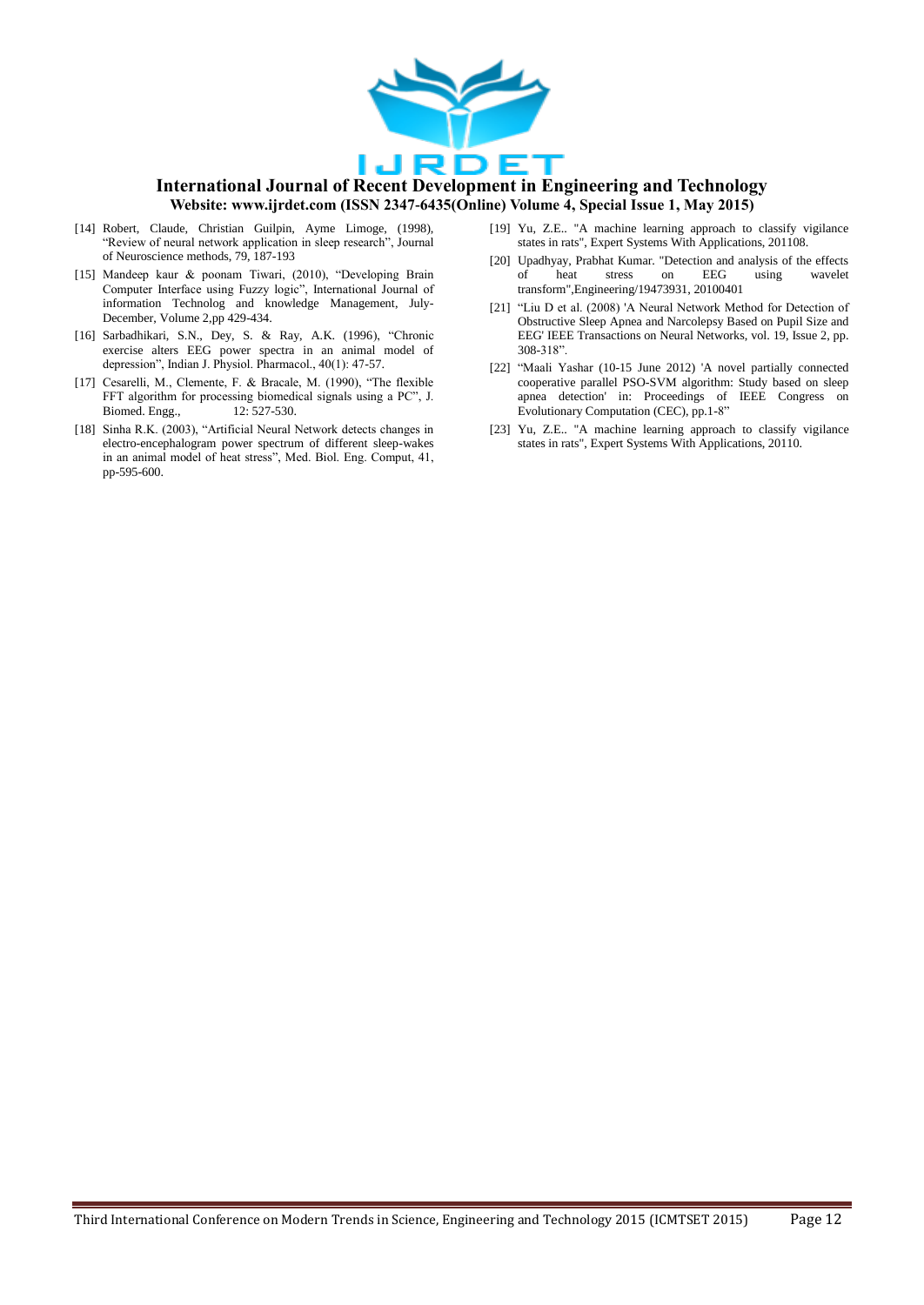[14] Robert, Claude, Christian Guilpin, Ayme Limoge, (1998), "Review of neural network application in sleep research", Journal of Neuroscience methods, 79, 187-193

[15] Mandeep kaur & poonam Tiwari, (2010), "Developing Brain Computer Interface using Fuzzy logic", International Journal of information Technolog and knowledge Management, July-December, Volume 2,pp 429-434.

[16] Sarbadhikari, S.N., Dey, S. & Ray, A.K. (1996), "Chronic exercise alters EEG power spectra in an animal model of depression", Indian J. Physiol. Pharmacol., 40(1): 47-57.

[17] Cesarelli, M., Clemente, F. & Bracale, M. (1990), "The flexible FFT algorithm for processing biomedical signals using a PC", J. Biomed. Engg., 12: 527-530.

[18] Sinha R.K. (2003), "Artificial Neural Network detects changes in electro-encephalogram power spectrum of different sleep-wakes in an animal model of heat stress", Med. Biol. Eng. Comput, 41, pp-595-600.

[19] Yu, Z.E.. "A machine learning approach to classify vigilance states in rats", Expert Systems With Applications, 201108.

[20] Upadhyay, Prabhat Kumar. "Detection and analysis of the effects of heat stress on EEG using wavelet transform",Engineering/19473931, 20100401

[21] "Liu D et al. (2008) 'A Neural Network Method for Detection of Obstructive Sleep Apnea and Narcolepsy Based on Pupil Size and EEG' IEEE Transactions on Neural Networks, vol. 19, Issue 2, pp. 308-318".

[22] "Maali Yashar (10-15 June 2012) 'A novel partially connected cooperative parallel PSO-SVM algorithm: Study based on sleep apnea detection' in: Proceedings of IEEE Congress on Evolutionary Computation (CEC), pp.1-8"

[23] Yu, Z.E.. "A machine learning approach to classify vigilance states in rats", Expert Systems With Applications, 20110.